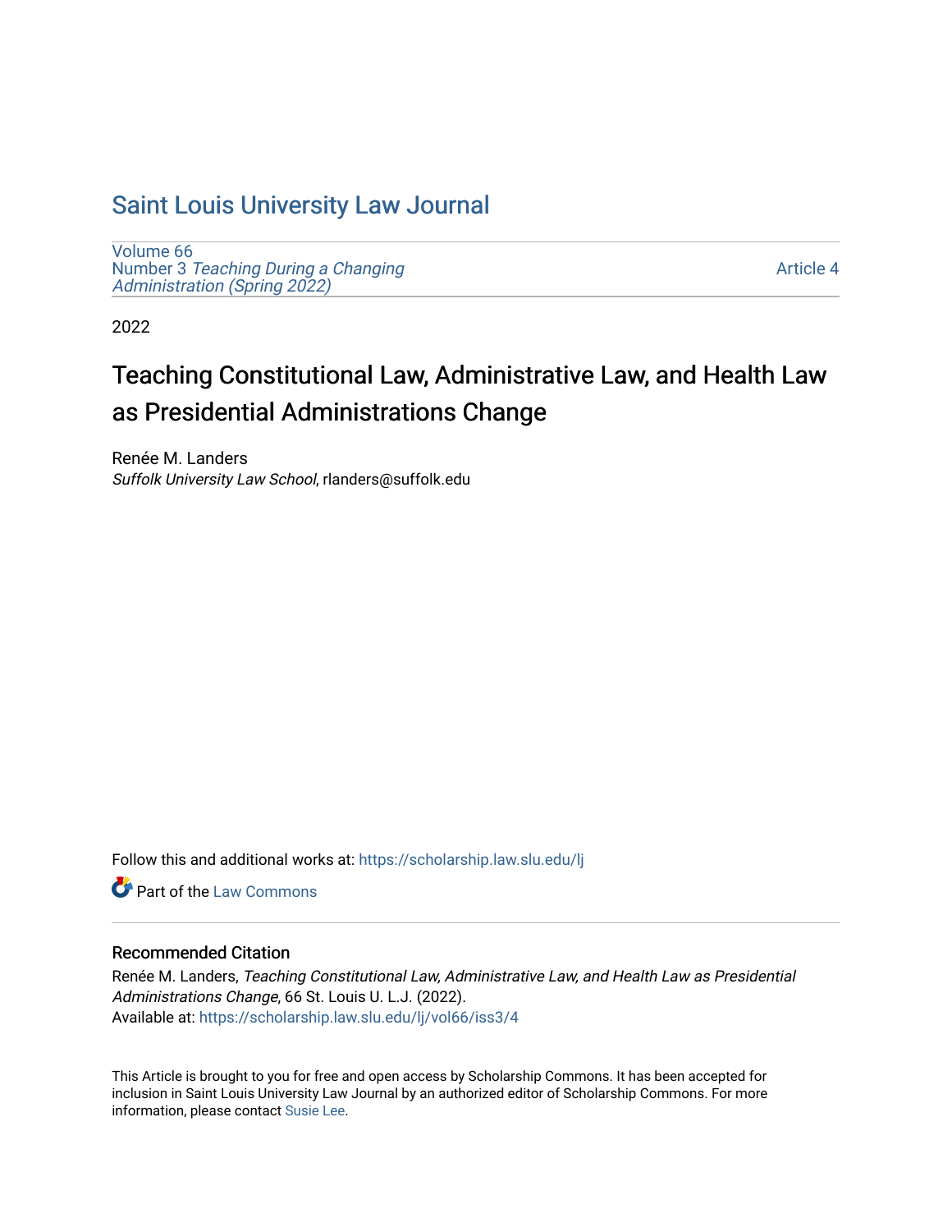# Saint Louis University Law Journal

Volume 66
Number 3 *Teaching During a Changing Administration (Spring 2022)*

Article 4

2022

## Teaching Constitutional Law, Administrative Law, and Health Law as Presidential Administrations Change

Renée M. Landers
*Suffolk University Law School*, rlanders@suffolk.edu

Follow this and additional works at: https://scholarship.law.slu.edu/lj

Part of the Law Commons

### Recommended Citation

Renée M. Landers, *Teaching Constitutional Law, Administrative Law, and Health Law as Presidential Administrations Change*, 66 St. Louis U. L.J. (2022).
Available at: https://scholarship.law.slu.edu/lj/vol66/iss3/4

This Article is brought to you for free and open access by Scholarship Commons. It has been accepted for inclusion in Saint Louis University Law Journal by an authorized editor of Scholarship Commons. For more information, please contact Susie Lee.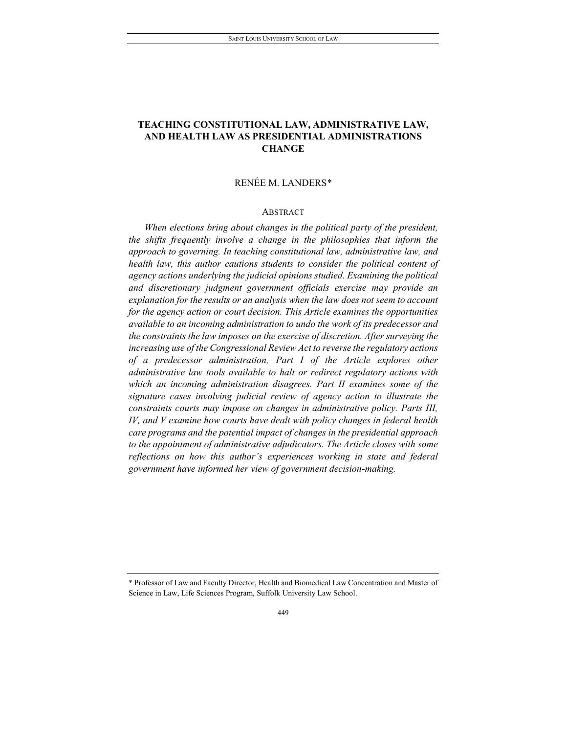# TEACHING CONSTITUTIONAL LAW, ADMINISTRATIVE LAW, AND HEALTH LAW AS PRESIDENTIAL ADMINISTRATIONS CHANGE

RENÉE M. LANDERS*

## ABSTRACT

*When elections bring about changes in the political party of the president, the shifts frequently involve a change in the philosophies that inform the approach to governing. In teaching constitutional law, administrative law, and health law, this author cautions students to consider the political content of agency actions underlying the judicial opinions studied. Examining the political and discretionary judgment government officials exercise may provide an explanation for the results or an analysis when the law does not seem to account for the agency action or court decision. This Article examines the opportunities available to an incoming administration to undo the work of its predecessor and the constraints the law imposes on the exercise of discretion. After surveying the increasing use of the Congressional Review Act to reverse the regulatory actions of a predecessor administration, Part I of the Article explores other administrative law tools available to halt or redirect regulatory actions with which an incoming administration disagrees. Part II examines some of the signature cases involving judicial review of agency action to illustrate the constraints courts may impose on changes in administrative policy. Parts III, IV, and V examine how courts have dealt with policy changes in federal health care programs and the potential impact of changes in the presidential approach to the appointment of administrative adjudicators. The Article closes with some reflections on how this author's experiences working in state and federal government have informed her view of government decision-making.*

---

\* Professor of Law and Faculty Director, Health and Biomedical Law Concentration and Master of Science in Law, Life Sciences Program, Suffolk University Law School.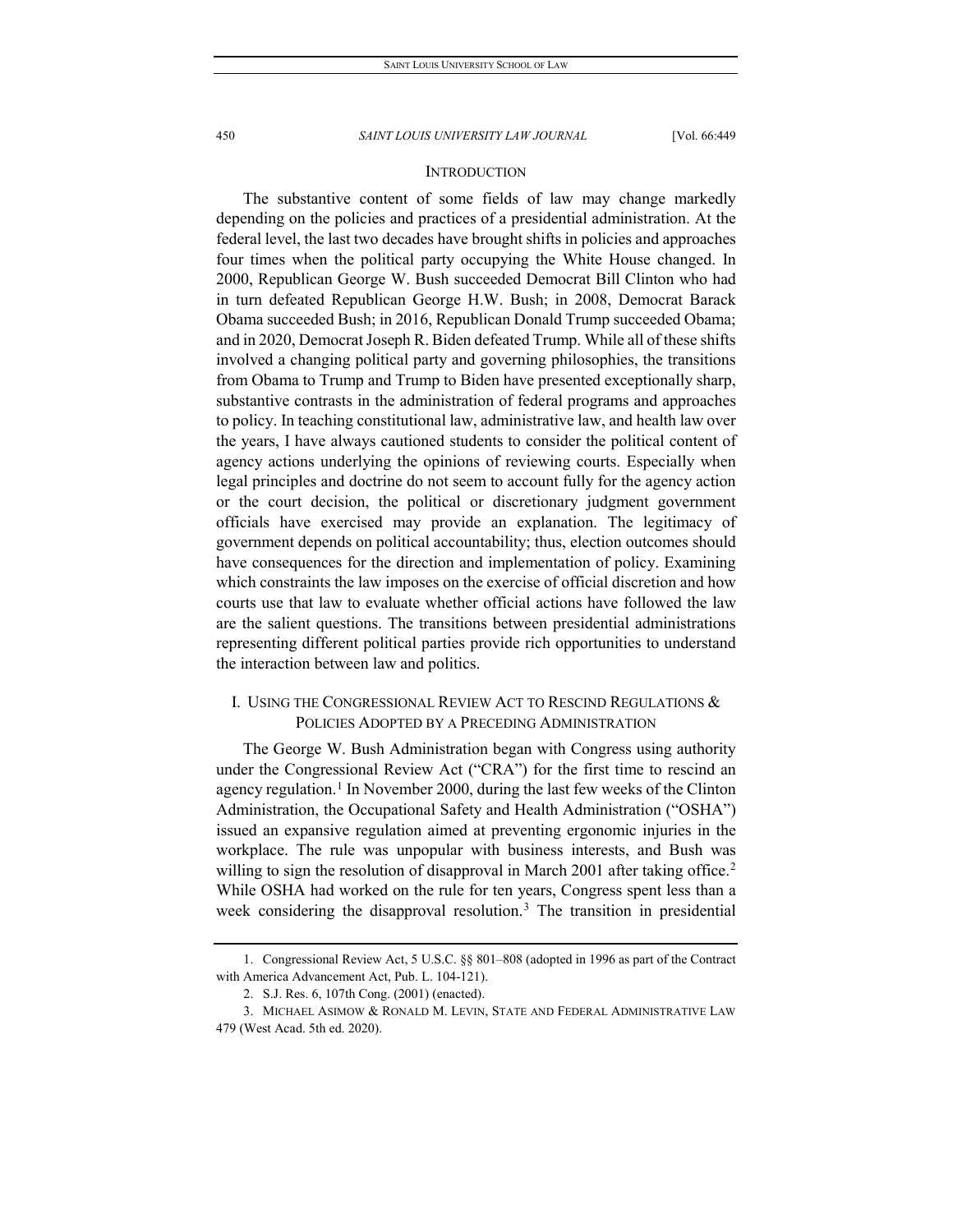## INTRODUCTION

The substantive content of some fields of law may change markedly depending on the policies and practices of a presidential administration. At the federal level, the last two decades have brought shifts in policies and approaches four times when the political party occupying the White House changed. In 2000, Republican George W. Bush succeeded Democrat Bill Clinton who had in turn defeated Republican George H.W. Bush; in 2008, Democrat Barack Obama succeeded Bush; in 2016, Republican Donald Trump succeeded Obama; and in 2020, Democrat Joseph R. Biden defeated Trump. While all of these shifts involved a changing political party and governing philosophies, the transitions from Obama to Trump and Trump to Biden have presented exceptionally sharp, substantive contrasts in the administration of federal programs and approaches to policy. In teaching constitutional law, administrative law, and health law over the years, I have always cautioned students to consider the political content of agency actions underlying the opinions of reviewing courts. Especially when legal principles and doctrine do not seem to account fully for the agency action or the court decision, the political or discretionary judgment government officials have exercised may provide an explanation. The legitimacy of government depends on political accountability; thus, election outcomes should have consequences for the direction and implementation of policy. Examining which constraints the law imposes on the exercise of official discretion and how courts use that law to evaluate whether official actions have followed the law are the salient questions. The transitions between presidential administrations representing different political parties provide rich opportunities to understand the interaction between law and politics.

## I. USING THE CONGRESSIONAL REVIEW ACT TO RESCIND REGULATIONS & POLICIES ADOPTED BY A PRECEDING ADMINISTRATION

The George W. Bush Administration began with Congress using authority under the Congressional Review Act ("CRA") for the first time to rescind an agency regulation.[1] In November 2000, during the last few weeks of the Clinton Administration, the Occupational Safety and Health Administration ("OSHA") issued an expansive regulation aimed at preventing ergonomic injuries in the workplace. The rule was unpopular with business interests, and Bush was willing to sign the resolution of disapproval in March 2001 after taking office.[2] While OSHA had worked on the rule for ten years, Congress spent less than a week considering the disapproval resolution.[3] The transition in presidential

---

1. Congressional Review Act, 5 U.S.C. §§ 801–808 (adopted in 1996 as part of the Contract with America Advancement Act, Pub. L. 104-121).

2. S.J. Res. 6, 107th Cong. (2001) (enacted).

3. MICHAEL ASIMOW & RONALD M. LEVIN, STATE AND FEDERAL ADMINISTRATIVE LAW 479 (West Acad. 5th ed. 2020).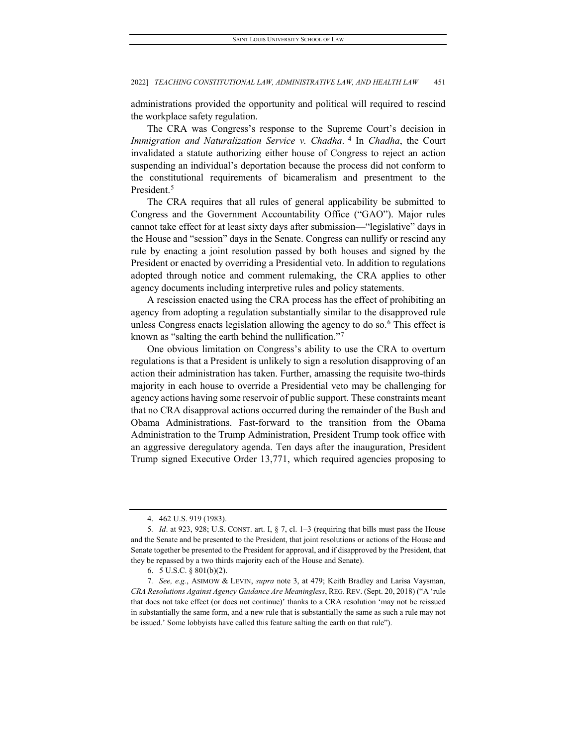administrations provided the opportunity and political will required to rescind the workplace safety regulation.

The CRA was Congress's response to the Supreme Court's decision in *Immigration and Naturalization Service v. Chadha*. [4] In *Chadha*, the Court invalidated a statute authorizing either house of Congress to reject an action suspending an individual's deportation because the process did not conform to the constitutional requirements of bicameralism and presentment to the President.[5]

The CRA requires that all rules of general applicability be submitted to Congress and the Government Accountability Office ("GAO"). Major rules cannot take effect for at least sixty days after submission—"legislative" days in the House and "session" days in the Senate. Congress can nullify or rescind any rule by enacting a joint resolution passed by both houses and signed by the President or enacted by overriding a Presidential veto. In addition to regulations adopted through notice and comment rulemaking, the CRA applies to other agency documents including interpretive rules and policy statements.

A rescission enacted using the CRA process has the effect of prohibiting an agency from adopting a regulation substantially similar to the disapproved rule unless Congress enacts legislation allowing the agency to do so.[6] This effect is known as "salting the earth behind the nullification."[7]

One obvious limitation on Congress's ability to use the CRA to overturn regulations is that a President is unlikely to sign a resolution disapproving of an action their administration has taken. Further, amassing the requisite two-thirds majority in each house to override a Presidential veto may be challenging for agency actions having some reservoir of public support. These constraints meant that no CRA disapproval actions occurred during the remainder of the Bush and Obama Administrations. Fast-forward to the transition from the Obama Administration to the Trump Administration, President Trump took office with an aggressive deregulatory agenda. Ten days after the inauguration, President Trump signed Executive Order 13,771, which required agencies proposing to

---

4. 462 U.S. 919 (1983).

5. *Id*. at 923, 928; U.S. CONST. art. I, § 7, cl. 1–3 (requiring that bills must pass the House and the Senate and be presented to the President, that joint resolutions or actions of the House and Senate together be presented to the President for approval, and if disapproved by the President, that they be repassed by a two thirds majority each of the House and Senate).

6. 5 U.S.C. § 801(b)(2).

7. *See, e.g.*, ASIMOW & LEVIN, *supra* note 3, at 479; Keith Bradley and Larisa Vaysman, *CRA Resolutions Against Agency Guidance Are Meaningless*, REG. REV. (Sept. 20, 2018) ("A 'rule that does not take effect (or does not continue)' thanks to a CRA resolution 'may not be reissued in substantially the same form, and a new rule that is substantially the same as such a rule may not be issued.' Some lobbyists have called this feature salting the earth on that rule").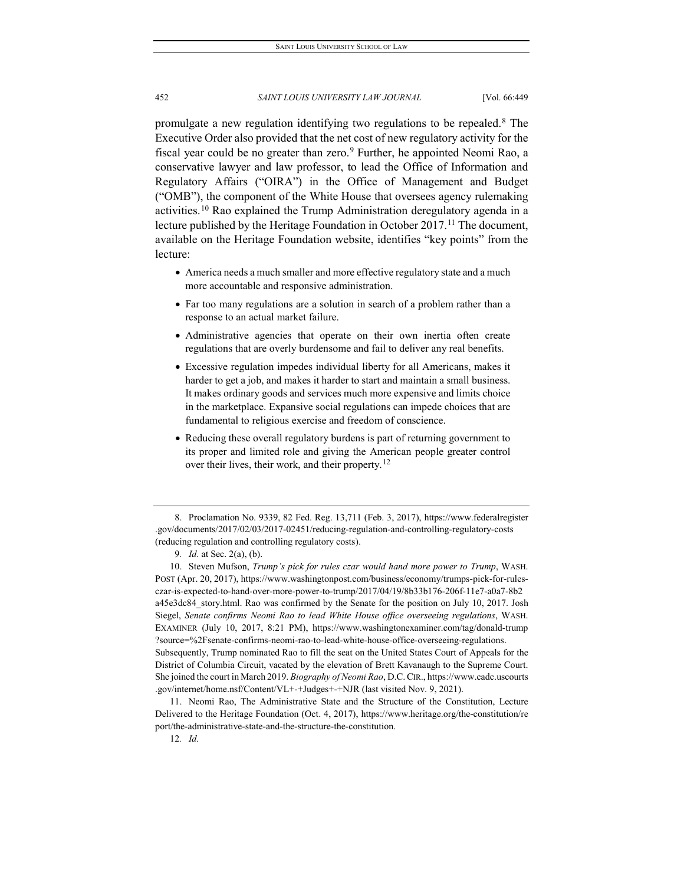promulgate a new regulation identifying two regulations to be repealed.[8] The Executive Order also provided that the net cost of new regulatory activity for the fiscal year could be no greater than zero.[9] Further, he appointed Neomi Rao, a conservative lawyer and law professor, to lead the Office of Information and Regulatory Affairs ("OIRA") in the Office of Management and Budget ("OMB"), the component of the White House that oversees agency rulemaking activities.[10] Rao explained the Trump Administration deregulatory agenda in a lecture published by the Heritage Foundation in October 2017.[11] The document, available on the Heritage Foundation website, identifies "key points" from the lecture:

- America needs a much smaller and more effective regulatory state and a much more accountable and responsive administration.
- Far too many regulations are a solution in search of a problem rather than a response to an actual market failure.
- Administrative agencies that operate on their own inertia often create regulations that are overly burdensome and fail to deliver any real benefits.
- Excessive regulation impedes individual liberty for all Americans, makes it harder to get a job, and makes it harder to start and maintain a small business. It makes ordinary goods and services much more expensive and limits choice in the marketplace. Expansive social regulations can impede choices that are fundamental to religious exercise and freedom of conscience.
- Reducing these overall regulatory burdens is part of returning government to its proper and limited role and giving the American people greater control over their lives, their work, and their property.[12]

---

8. Proclamation No. 9339, 82 Fed. Reg. 13,711 (Feb. 3, 2017), https://www.federalregister.gov/documents/2017/02/03/2017-02451/reducing-regulation-and-controlling-regulatory-costs (reducing regulation and controlling regulatory costs).

9. *Id.* at Sec. 2(a), (b).

10. Steven Mufson, *Trump's pick for rules czar would hand more power to Trump*, WASH. POST (Apr. 20, 2017), https://www.washingtonpost.com/business/economy/trumps-pick-for-rules-czar-is-expected-to-hand-over-more-power-to-trump/2017/04/19/8b33b176-206f-11e7-a0a7-8b2a45e3dc84_story.html. Rao was confirmed by the Senate for the position on July 10, 2017. Josh Siegel, *Senate confirms Neomi Rao to lead White House office overseeing regulations*, WASH. EXAMINER (July 10, 2017, 8:21 PM), https://www.washingtonexaminer.com/tag/donald-trump?source=%2Fsenate-confirms-neomi-rao-to-lead-white-house-office-overseeing-regulations. Subsequently, Trump nominated Rao to fill the seat on the United States Court of Appeals for the District of Columbia Circuit, vacated by the elevation of Brett Kavanaugh to the Supreme Court. She joined the court in March 2019. *Biography of Neomi Rao*, D.C. CIR., https://www.cadc.uscourts.gov/internet/home.nsf/Content/VL+-+Judges+-+NJR (last visited Nov. 9, 2021).

11. Neomi Rao, The Administrative State and the Structure of the Constitution, Lecture Delivered to the Heritage Foundation (Oct. 4, 2017), https://www.heritage.org/the-constitution/report/the-administrative-state-and-the-structure-the-constitution.

12. *Id.*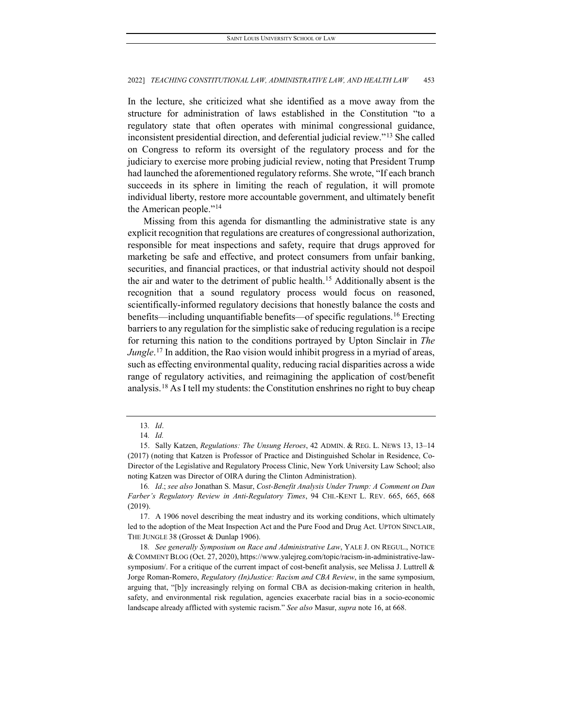In the lecture, she criticized what she identified as a move away from the structure for administration of laws established in the Constitution "to a regulatory state that often operates with minimal congressional guidance, inconsistent presidential direction, and deferential judicial review."[13] She called on Congress to reform its oversight of the regulatory process and for the judiciary to exercise more probing judicial review, noting that President Trump had launched the aforementioned regulatory reforms. She wrote, "If each branch succeeds in its sphere in limiting the reach of regulation, it will promote individual liberty, restore more accountable government, and ultimately benefit the American people."[14]

Missing from this agenda for dismantling the administrative state is any explicit recognition that regulations are creatures of congressional authorization, responsible for meat inspections and safety, require that drugs approved for marketing be safe and effective, and protect consumers from unfair banking, securities, and financial practices, or that industrial activity should not despoil the air and water to the detriment of public health.[15] Additionally absent is the recognition that a sound regulatory process would focus on reasoned, scientifically-informed regulatory decisions that honestly balance the costs and benefits—including unquantifiable benefits—of specific regulations.[16] Erecting barriers to any regulation for the simplistic sake of reducing regulation is a recipe for returning this nation to the conditions portrayed by Upton Sinclair in *The Jungle*.[17] In addition, the Rao vision would inhibit progress in a myriad of areas, such as effecting environmental quality, reducing racial disparities across a wide range of regulatory activities, and reimagining the application of cost/benefit analysis.[18] As I tell my students: the Constitution enshrines no right to buy cheap

---

13. *Id*.

14. *Id.*

15. Sally Katzen, *Regulations: The Unsung Heroes*, 42 ADMIN. & REG. L. NEWS 13, 13–14 (2017) (noting that Katzen is Professor of Practice and Distinguished Scholar in Residence, Co-Director of the Legislative and Regulatory Process Clinic, New York University Law School; also noting Katzen was Director of OIRA during the Clinton Administration).

16. *Id*.; *see also* Jonathan S. Masur, *Cost-Benefit Analysis Under Trump: A Comment on Dan Farber's Regulatory Review in Anti-Regulatory Times*, 94 CHI.-KENT L. REV. 665, 665, 668 (2019).

17. A 1906 novel describing the meat industry and its working conditions, which ultimately led to the adoption of the Meat Inspection Act and the Pure Food and Drug Act. UPTON SINCLAIR, THE JUNGLE 38 (Grosset & Dunlap 1906).

18. *See generally Symposium on Race and Administrative Law*, YALE J. ON REGUL., NOTICE & COMMENT BLOG (Oct. 27, 2020), https://www.yalejreg.com/topic/racism-in-administrative-law-symposium/. For a critique of the current impact of cost-benefit analysis, see Melissa J. Luttrell & Jorge Roman-Romero, *Regulatory (In)Justice: Racism and CBA Review*, in the same symposium, arguing that, "[b]y increasingly relying on formal CBA as decision-making criterion in health, safety, and environmental risk regulation, agencies exacerbate racial bias in a socio-economic landscape already afflicted with systemic racism." *See also* Masur, *supra* note 16, at 668.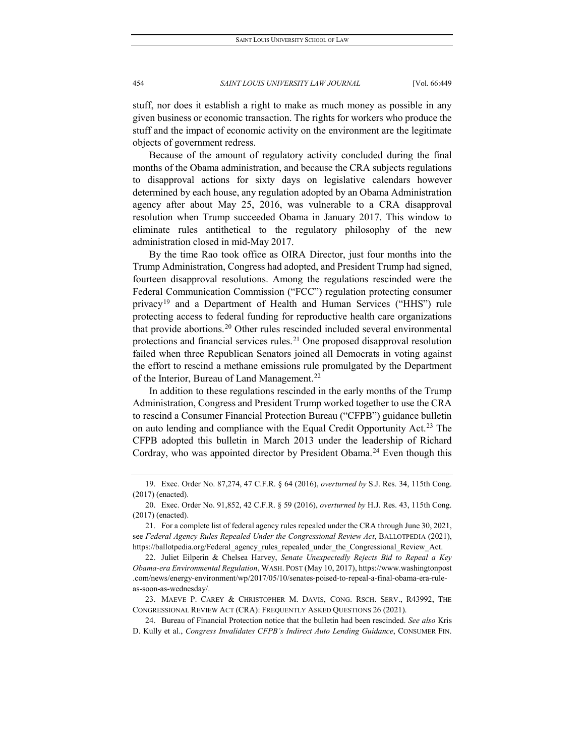stuff, nor does it establish a right to make as much money as possible in any given business or economic transaction. The rights for workers who produce the stuff and the impact of economic activity on the environment are the legitimate objects of government redress.

Because of the amount of regulatory activity concluded during the final months of the Obama administration, and because the CRA subjects regulations to disapproval actions for sixty days on legislative calendars however determined by each house, any regulation adopted by an Obama Administration agency after about May 25, 2016, was vulnerable to a CRA disapproval resolution when Trump succeeded Obama in January 2017. This window to eliminate rules antithetical to the regulatory philosophy of the new administration closed in mid-May 2017.

By the time Rao took office as OIRA Director, just four months into the Trump Administration, Congress had adopted, and President Trump had signed, fourteen disapproval resolutions. Among the regulations rescinded were the Federal Communication Commission ("FCC") regulation protecting consumer privacy[19] and a Department of Health and Human Services ("HHS") rule protecting access to federal funding for reproductive health care organizations that provide abortions.[20] Other rules rescinded included several environmental protections and financial services rules.[21] One proposed disapproval resolution failed when three Republican Senators joined all Democrats in voting against the effort to rescind a methane emissions rule promulgated by the Department of the Interior, Bureau of Land Management.[22]

In addition to these regulations rescinded in the early months of the Trump Administration, Congress and President Trump worked together to use the CRA to rescind a Consumer Financial Protection Bureau ("CFPB") guidance bulletin on auto lending and compliance with the Equal Credit Opportunity Act.[23] The CFPB adopted this bulletin in March 2013 under the leadership of Richard Cordray, who was appointed director by President Obama.[24] Even though this

---

19. Exec. Order No. 87,274, 47 C.F.R. § 64 (2016), *overturned by* S.J. Res. 34, 115th Cong. (2017) (enacted).

20. Exec. Order No. 91,852, 42 C.F.R. § 59 (2016), *overturned by* H.J. Res. 43, 115th Cong. (2017) (enacted).

21. For a complete list of federal agency rules repealed under the CRA through June 30, 2021, see *Federal Agency Rules Repealed Under the Congressional Review Act*, BALLOTPEDIA (2021), https://ballotpedia.org/Federal_agency_rules_repealed_under_the_Congressional_Review_Act.

22. Juliet Eilperin & Chelsea Harvey, *Senate Unexpectedly Rejects Bid to Repeal a Key Obama-era Environmental Regulation*, WASH. POST (May 10, 2017), https://www.washingtonpost.com/news/energy-environment/wp/2017/05/10/senates-poised-to-repeal-a-final-obama-era-rule-as-soon-as-wednesday/.

23. MAEVE P. CAREY & CHRISTOPHER M. DAVIS, CONG. RSCH. SERV., R43992, THE CONGRESSIONAL REVIEW ACT (CRA): FREQUENTLY ASKED QUESTIONS 26 (2021).

24. Bureau of Financial Protection notice that the bulletin had been rescinded. *See also* Kris D. Kully et al., *Congress Invalidates CFPB's Indirect Auto Lending Guidance*, CONSUMER FIN.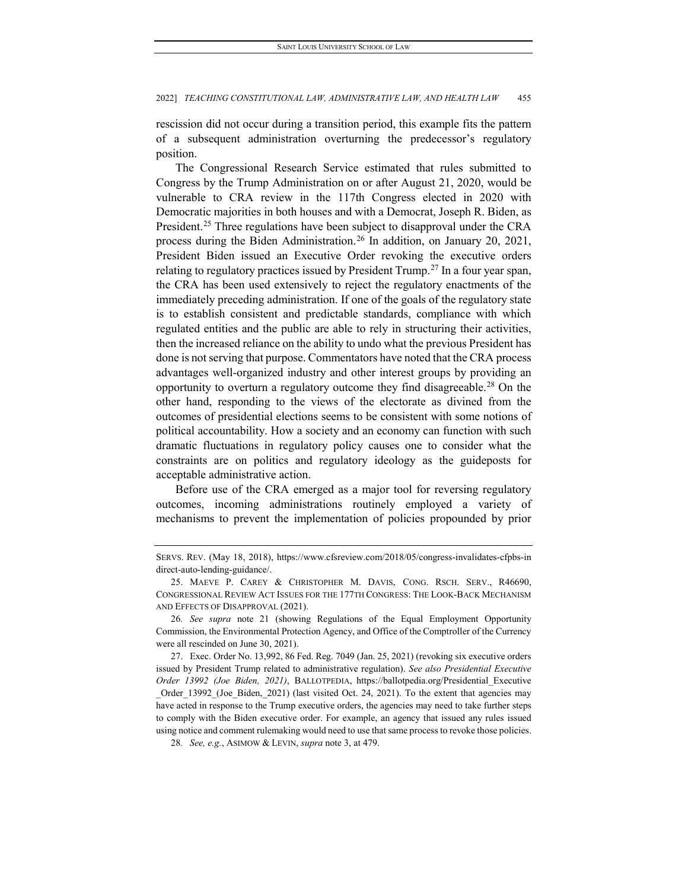rescission did not occur during a transition period, this example fits the pattern of a subsequent administration overturning the predecessor's regulatory position.

The Congressional Research Service estimated that rules submitted to Congress by the Trump Administration on or after August 21, 2020, would be vulnerable to CRA review in the 117th Congress elected in 2020 with Democratic majorities in both houses and with a Democrat, Joseph R. Biden, as President.[25] Three regulations have been subject to disapproval under the CRA process during the Biden Administration.[26] In addition, on January 20, 2021, President Biden issued an Executive Order revoking the executive orders relating to regulatory practices issued by President Trump.[27] In a four year span, the CRA has been used extensively to reject the regulatory enactments of the immediately preceding administration. If one of the goals of the regulatory state is to establish consistent and predictable standards, compliance with which regulated entities and the public are able to rely in structuring their activities, then the increased reliance on the ability to undo what the previous President has done is not serving that purpose. Commentators have noted that the CRA process advantages well-organized industry and other interest groups by providing an opportunity to overturn a regulatory outcome they find disagreeable.[28] On the other hand, responding to the views of the electorate as divined from the outcomes of presidential elections seems to be consistent with some notions of political accountability. How a society and an economy can function with such dramatic fluctuations in regulatory policy causes one to consider what the constraints are on politics and regulatory ideology as the guideposts for acceptable administrative action.

Before use of the CRA emerged as a major tool for reversing regulatory outcomes, incoming administrations routinely employed a variety of mechanisms to prevent the implementation of policies propounded by prior

---

SERVS. REV. (May 18, 2018), https://www.cfsreview.com/2018/05/congress-invalidates-cfpbs-indirect-auto-lending-guidance/.

25. MAEVE P. CAREY & CHRISTOPHER M. DAVIS, CONG. RSCH. SERV., R46690, CONGRESSIONAL REVIEW ACT ISSUES FOR THE 177TH CONGRESS: THE LOOK-BACK MECHANISM AND EFFECTS OF DISAPPROVAL (2021).

26. *See supra* note 21 (showing Regulations of the Equal Employment Opportunity Commission, the Environmental Protection Agency, and Office of the Comptroller of the Currency were all rescinded on June 30, 2021).

27. Exec. Order No. 13,992, 86 Fed. Reg. 7049 (Jan. 25, 2021) (revoking six executive orders issued by President Trump related to administrative regulation). *See also Presidential Executive Order 13992 (Joe Biden, 2021)*, BALLOTPEDIA, https://ballotpedia.org/Presidential_Executive_Order_13992_(Joe_Biden,_2021) (last visited Oct. 24, 2021). To the extent that agencies may have acted in response to the Trump executive orders, the agencies may need to take further steps to comply with the Biden executive order. For example, an agency that issued any rules issued using notice and comment rulemaking would need to use that same process to revoke those policies.

28. *See, e.g.*, ASIMOW & LEVIN, *supra* note 3, at 479.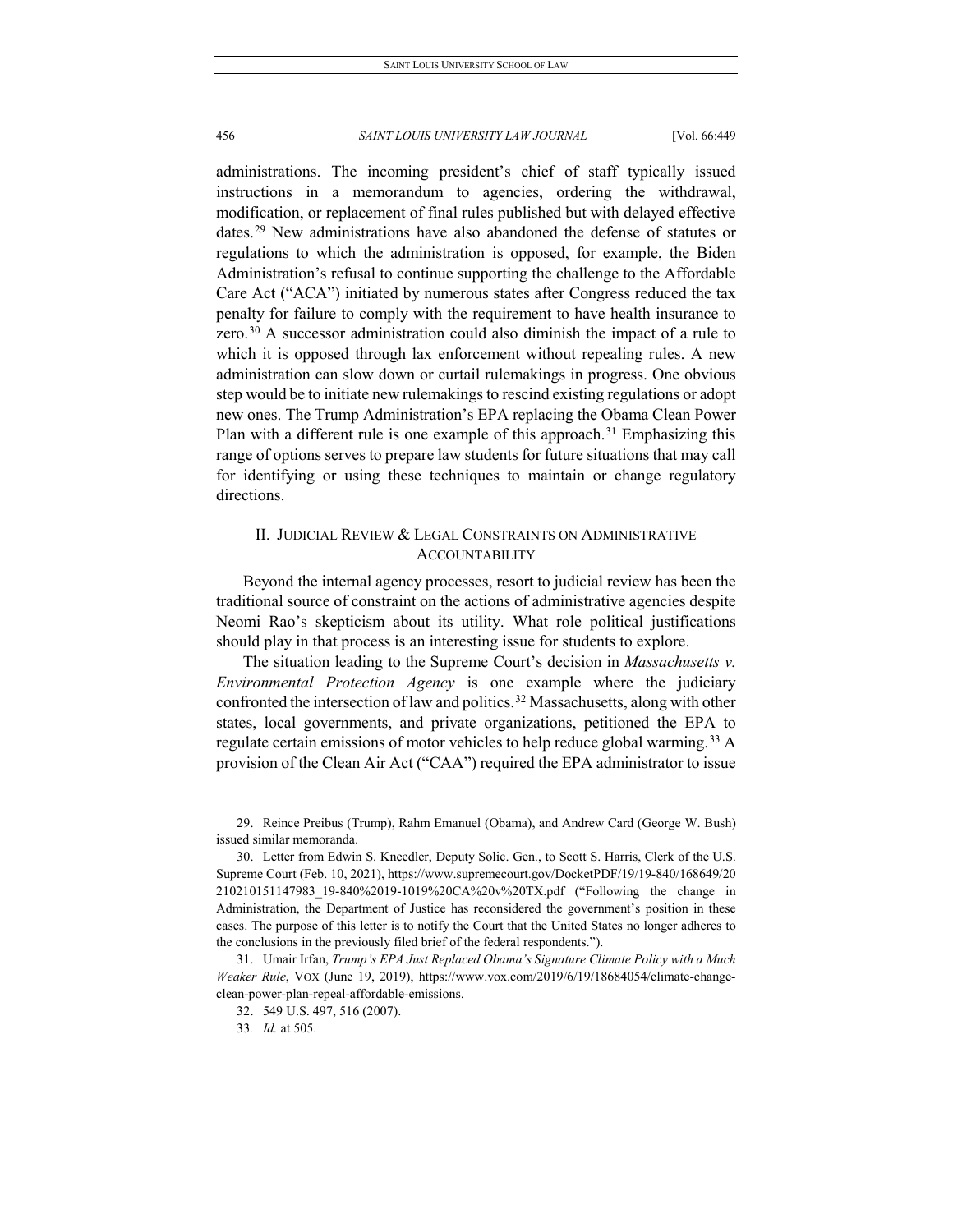administrations. The incoming president's chief of staff typically issued instructions in a memorandum to agencies, ordering the withdrawal, modification, or replacement of final rules published but with delayed effective dates.[29] New administrations have also abandoned the defense of statutes or regulations to which the administration is opposed, for example, the Biden Administration's refusal to continue supporting the challenge to the Affordable Care Act ("ACA") initiated by numerous states after Congress reduced the tax penalty for failure to comply with the requirement to have health insurance to zero.[30] A successor administration could also diminish the impact of a rule to which it is opposed through lax enforcement without repealing rules. A new administration can slow down or curtail rulemakings in progress. One obvious step would be to initiate new rulemakings to rescind existing regulations or adopt new ones. The Trump Administration's EPA replacing the Obama Clean Power Plan with a different rule is one example of this approach.[31] Emphasizing this range of options serves to prepare law students for future situations that may call for identifying or using these techniques to maintain or change regulatory directions.

## II. JUDICIAL REVIEW & LEGAL CONSTRAINTS ON ADMINISTRATIVE ACCOUNTABILITY

Beyond the internal agency processes, resort to judicial review has been the traditional source of constraint on the actions of administrative agencies despite Neomi Rao's skepticism about its utility. What role political justifications should play in that process is an interesting issue for students to explore.

The situation leading to the Supreme Court's decision in *Massachusetts v. Environmental Protection Agency* is one example where the judiciary confronted the intersection of law and politics.[32] Massachusetts, along with other states, local governments, and private organizations, petitioned the EPA to regulate certain emissions of motor vehicles to help reduce global warming.[33] A provision of the Clean Air Act ("CAA") required the EPA administrator to issue

---

29. Reince Preibus (Trump), Rahm Emanuel (Obama), and Andrew Card (George W. Bush) issued similar memoranda.

30. Letter from Edwin S. Kneedler, Deputy Solic. Gen., to Scott S. Harris, Clerk of the U.S. Supreme Court (Feb. 10, 2021), https://www.supremecourt.gov/DocketPDF/19/19-840/168649/20210210151147983_19-840%2019-1019%20CA%20v%20TX.pdf ("Following the change in Administration, the Department of Justice has reconsidered the government's position in these cases. The purpose of this letter is to notify the Court that the United States no longer adheres to the conclusions in the previously filed brief of the federal respondents.").

31. Umair Irfan, *Trump's EPA Just Replaced Obama's Signature Climate Policy with a Much Weaker Rule*, VOX (June 19, 2019), https://www.vox.com/2019/6/19/18684054/climate-change-clean-power-plan-repeal-affordable-emissions.

32. 549 U.S. 497, 516 (2007).

33. *Id.* at 505.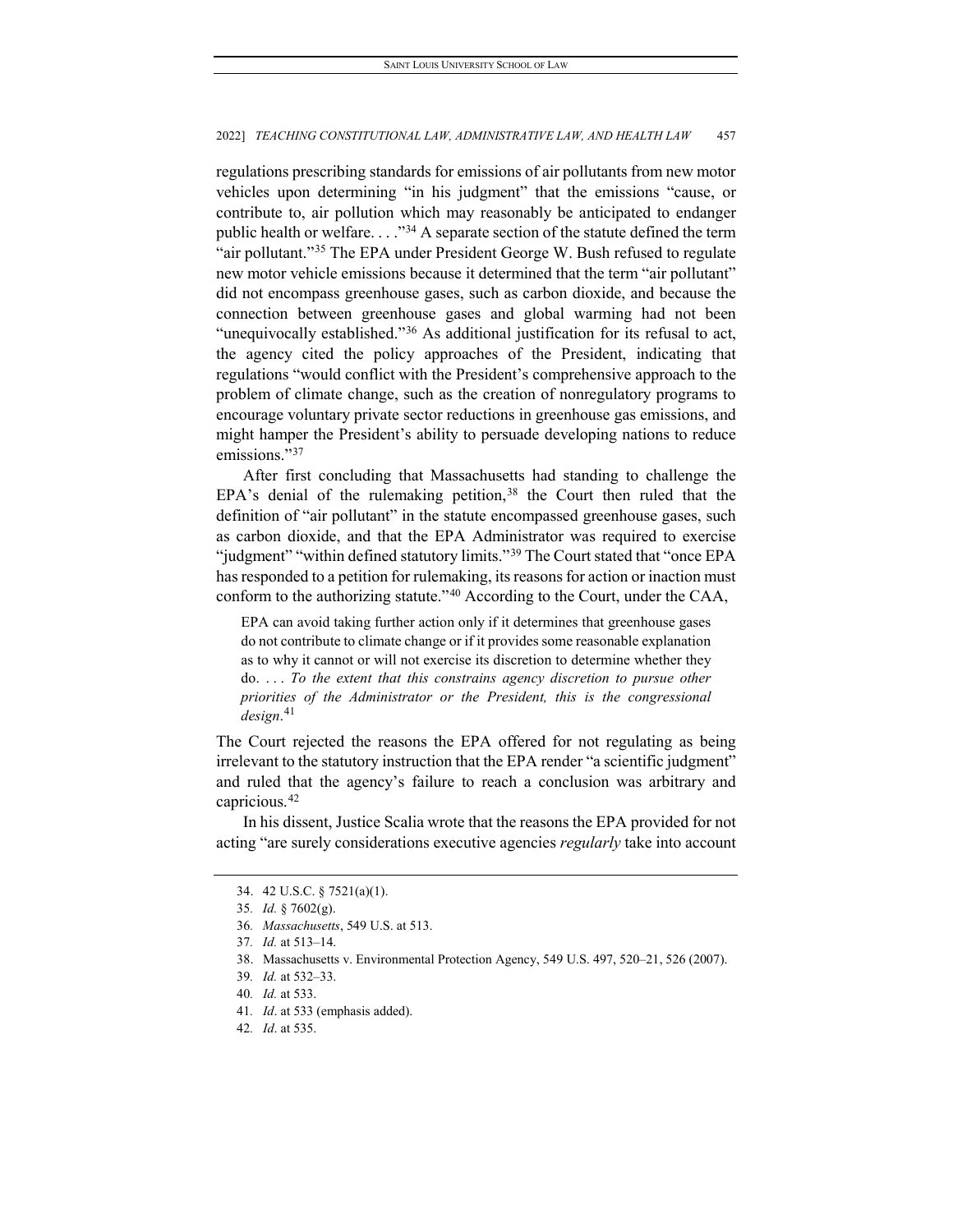regulations prescribing standards for emissions of air pollutants from new motor vehicles upon determining "in his judgment" that the emissions "cause, or contribute to, air pollution which may reasonably be anticipated to endanger public health or welfare. . . ."[34] A separate section of the statute defined the term "air pollutant."[35] The EPA under President George W. Bush refused to regulate new motor vehicle emissions because it determined that the term "air pollutant" did not encompass greenhouse gases, such as carbon dioxide, and because the connection between greenhouse gases and global warming had not been "unequivocally established."[36] As additional justification for its refusal to act, the agency cited the policy approaches of the President, indicating that regulations "would conflict with the President's comprehensive approach to the problem of climate change, such as the creation of nonregulatory programs to encourage voluntary private sector reductions in greenhouse gas emissions, and might hamper the President's ability to persuade developing nations to reduce emissions."[37]

After first concluding that Massachusetts had standing to challenge the EPA's denial of the rulemaking petition,[38] the Court then ruled that the definition of "air pollutant" in the statute encompassed greenhouse gases, such as carbon dioxide, and that the EPA Administrator was required to exercise "judgment" "within defined statutory limits."[39] The Court stated that "once EPA has responded to a petition for rulemaking, its reasons for action or inaction must conform to the authorizing statute."[40] According to the Court, under the CAA,

> EPA can avoid taking further action only if it determines that greenhouse gases do not contribute to climate change or if it provides some reasonable explanation as to why it cannot or will not exercise its discretion to determine whether they do. . . . *To the extent that this constrains agency discretion to pursue other priorities of the Administrator or the President, this is the congressional design*.[41]

The Court rejected the reasons the EPA offered for not regulating as being irrelevant to the statutory instruction that the EPA render "a scientific judgment" and ruled that the agency's failure to reach a conclusion was arbitrary and capricious.[42]

In his dissent, Justice Scalia wrote that the reasons the EPA provided for not acting "are surely considerations executive agencies *regularly* take into account

---

34. 42 U.S.C. § 7521(a)(1).

35. *Id.* § 7602(g).

36. *Massachusetts*, 549 U.S. at 513.

37. *Id.* at 513–14.

38. Massachusetts v. Environmental Protection Agency, 549 U.S. 497, 520–21, 526 (2007).

39. *Id.* at 532–33.

40. *Id.* at 533.

41. *Id*. at 533 (emphasis added).

42. *Id*. at 535.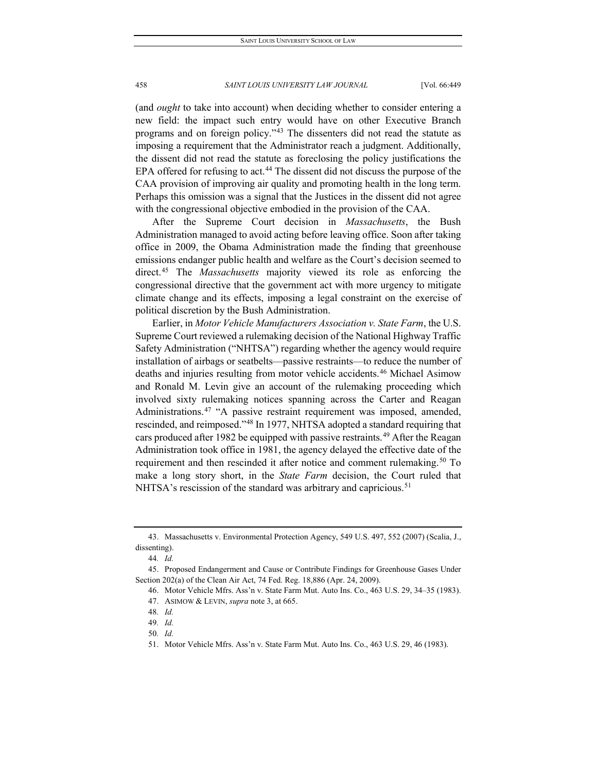(and *ought* to take into account) when deciding whether to consider entering a new field: the impact such entry would have on other Executive Branch programs and on foreign policy."[43] The dissenters did not read the statute as imposing a requirement that the Administrator reach a judgment. Additionally, the dissent did not read the statute as foreclosing the policy justifications the EPA offered for refusing to act.[44] The dissent did not discuss the purpose of the CAA provision of improving air quality and promoting health in the long term. Perhaps this omission was a signal that the Justices in the dissent did not agree with the congressional objective embodied in the provision of the CAA.

After the Supreme Court decision in *Massachusetts*, the Bush Administration managed to avoid acting before leaving office. Soon after taking office in 2009, the Obama Administration made the finding that greenhouse emissions endanger public health and welfare as the Court's decision seemed to direct.[45] The *Massachusetts* majority viewed its role as enforcing the congressional directive that the government act with more urgency to mitigate climate change and its effects, imposing a legal constraint on the exercise of political discretion by the Bush Administration.

Earlier, in *Motor Vehicle Manufacturers Association v. State Farm*, the U.S. Supreme Court reviewed a rulemaking decision of the National Highway Traffic Safety Administration ("NHTSA") regarding whether the agency would require installation of airbags or seatbelts—passive restraints—to reduce the number of deaths and injuries resulting from motor vehicle accidents.[46] Michael Asimow and Ronald M. Levin give an account of the rulemaking proceeding which involved sixty rulemaking notices spanning across the Carter and Reagan Administrations.[47] "A passive restraint requirement was imposed, amended, rescinded, and reimposed."[48] In 1977, NHTSA adopted a standard requiring that cars produced after 1982 be equipped with passive restraints.[49] After the Reagan Administration took office in 1981, the agency delayed the effective date of the requirement and then rescinded it after notice and comment rulemaking.[50] To make a long story short, in the *State Farm* decision, the Court ruled that NHTSA's rescission of the standard was arbitrary and capricious.[51]

---

43. Massachusetts v. Environmental Protection Agency, 549 U.S. 497, 552 (2007) (Scalia, J., dissenting).

44. *Id.*

45. Proposed Endangerment and Cause or Contribute Findings for Greenhouse Gases Under Section 202(a) of the Clean Air Act, 74 Fed. Reg. 18,886 (Apr. 24, 2009).

46. Motor Vehicle Mfrs. Ass'n v. State Farm Mut. Auto Ins. Co., 463 U.S. 29, 34–35 (1983).

47. ASIMOW & LEVIN, *supra* note 3, at 665.

48. *Id.*

49. *Id.*

50. *Id.*

51. Motor Vehicle Mfrs. Ass'n v. State Farm Mut. Auto Ins. Co., 463 U.S. 29, 46 (1983).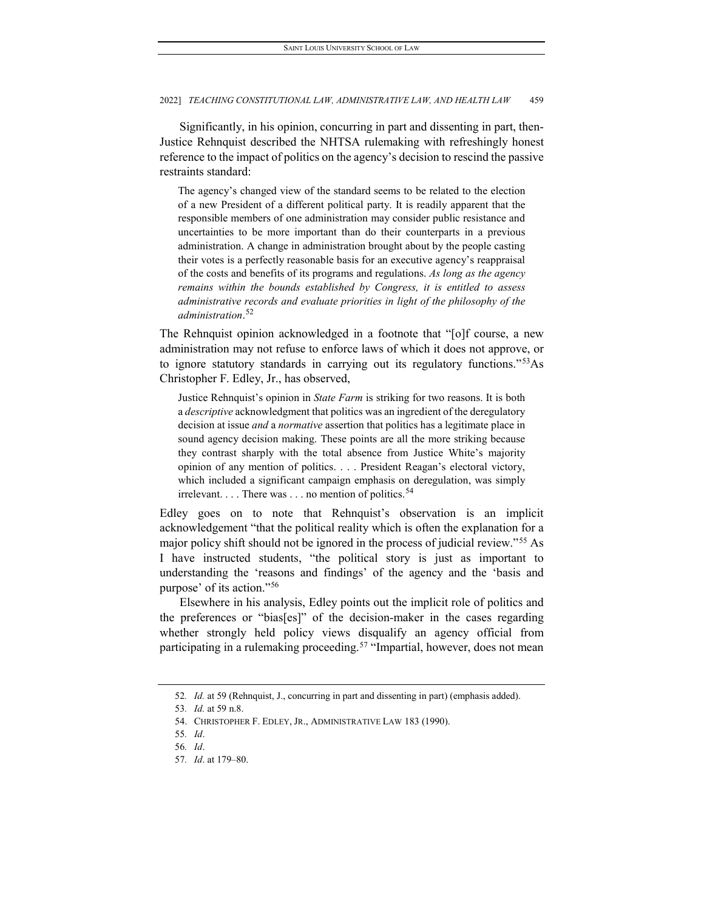Significantly, in his opinion, concurring in part and dissenting in part, then-Justice Rehnquist described the NHTSA rulemaking with refreshingly honest reference to the impact of politics on the agency's decision to rescind the passive restraints standard:

> The agency's changed view of the standard seems to be related to the election of a new President of a different political party. It is readily apparent that the responsible members of one administration may consider public resistance and uncertainties to be more important than do their counterparts in a previous administration. A change in administration brought about by the people casting their votes is a perfectly reasonable basis for an executive agency's reappraisal of the costs and benefits of its programs and regulations. *As long as the agency remains within the bounds established by Congress, it is entitled to assess administrative records and evaluate priorities in light of the philosophy of the administration*.[52]

The Rehnquist opinion acknowledged in a footnote that "[o]f course, a new administration may not refuse to enforce laws of which it does not approve, or to ignore statutory standards in carrying out its regulatory functions."[53] As Christopher F. Edley, Jr., has observed,

> Justice Rehnquist's opinion in *State Farm* is striking for two reasons. It is both a *descriptive* acknowledgment that politics was an ingredient of the deregulatory decision at issue *and* a *normative* assertion that politics has a legitimate place in sound agency decision making. These points are all the more striking because they contrast sharply with the total absence from Justice White's majority opinion of any mention of politics. . . . President Reagan's electoral victory, which included a significant campaign emphasis on deregulation, was simply irrelevant. . . . There was . . . no mention of politics.[54]

Edley goes on to note that Rehnquist's observation is an implicit acknowledgement "that the political reality which is often the explanation for a major policy shift should not be ignored in the process of judicial review."[55] As I have instructed students, "the political story is just as important to understanding the 'reasons and findings' of the agency and the 'basis and purpose' of its action."[56]

Elsewhere in his analysis, Edley points out the implicit role of politics and the preferences or "bias[es]" of the decision-maker in the cases regarding whether strongly held policy views disqualify an agency official from participating in a rulemaking proceeding.[57] "Impartial, however, does not mean

---

52. *Id.* at 59 (Rehnquist, J., concurring in part and dissenting in part) (emphasis added).

53. *Id.* at 59 n.8.

54. CHRISTOPHER F. EDLEY, JR., ADMINISTRATIVE LAW 183 (1990).

55. *Id*.

56. *Id*.

57. *Id*. at 179–80.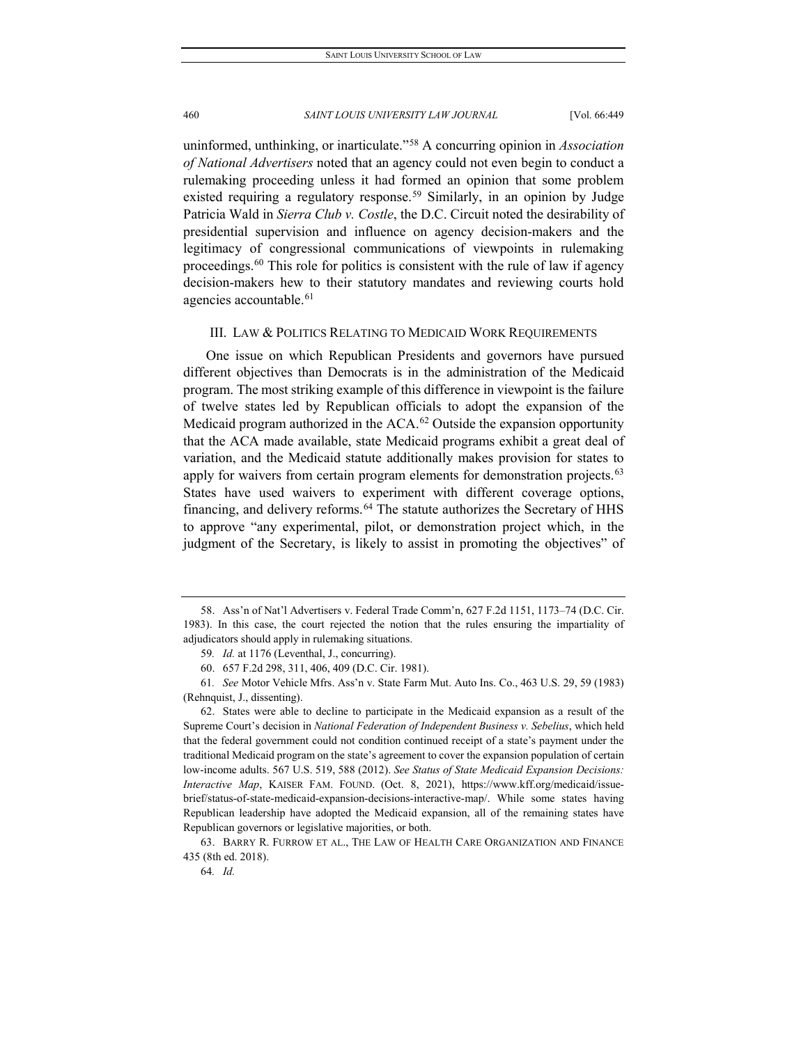uninformed, unthinking, or inarticulate."[58] A concurring opinion in *Association of National Advertisers* noted that an agency could not even begin to conduct a rulemaking proceeding unless it had formed an opinion that some problem existed requiring a regulatory response.[59] Similarly, in an opinion by Judge Patricia Wald in *Sierra Club v. Costle*, the D.C. Circuit noted the desirability of presidential supervision and influence on agency decision-makers and the legitimacy of congressional communications of viewpoints in rulemaking proceedings.[60] This role for politics is consistent with the rule of law if agency decision-makers hew to their statutory mandates and reviewing courts hold agencies accountable.[61]

## III. LAW & POLITICS RELATING TO MEDICAID WORK REQUIREMENTS

One issue on which Republican Presidents and governors have pursued different objectives than Democrats is in the administration of the Medicaid program. The most striking example of this difference in viewpoint is the failure of twelve states led by Republican officials to adopt the expansion of the Medicaid program authorized in the ACA.[62] Outside the expansion opportunity that the ACA made available, state Medicaid programs exhibit a great deal of variation, and the Medicaid statute additionally makes provision for states to apply for waivers from certain program elements for demonstration projects.[63] States have used waivers to experiment with different coverage options, financing, and delivery reforms.[64] The statute authorizes the Secretary of HHS to approve "any experimental, pilot, or demonstration project which, in the judgment of the Secretary, is likely to assist in promoting the objectives" of

---

58. Ass'n of Nat'l Advertisers v. Federal Trade Comm'n, 627 F.2d 1151, 1173–74 (D.C. Cir. 1983). In this case, the court rejected the notion that the rules ensuring the impartiality of adjudicators should apply in rulemaking situations.

59. *Id.* at 1176 (Leventhal, J., concurring).

60. 657 F.2d 298, 311, 406, 409 (D.C. Cir. 1981).

61. *See* Motor Vehicle Mfrs. Ass'n v. State Farm Mut. Auto Ins. Co., 463 U.S. 29, 59 (1983) (Rehnquist, J., dissenting).

62. States were able to decline to participate in the Medicaid expansion as a result of the Supreme Court's decision in *National Federation of Independent Business v. Sebelius*, which held that the federal government could not condition continued receipt of a state's payment under the traditional Medicaid program on the state's agreement to cover the expansion population of certain low-income adults. 567 U.S. 519, 588 (2012). *See Status of State Medicaid Expansion Decisions: Interactive Map*, KAISER FAM. FOUND. (Oct. 8, 2021), https://www.kff.org/medicaid/issue-brief/status-of-state-medicaid-expansion-decisions-interactive-map/. While some states having Republican leadership have adopted the Medicaid expansion, all of the remaining states have Republican governors or legislative majorities, or both.

63. BARRY R. FURROW ET AL., THE LAW OF HEALTH CARE ORGANIZATION AND FINANCE 435 (8th ed. 2018).

64. *Id.*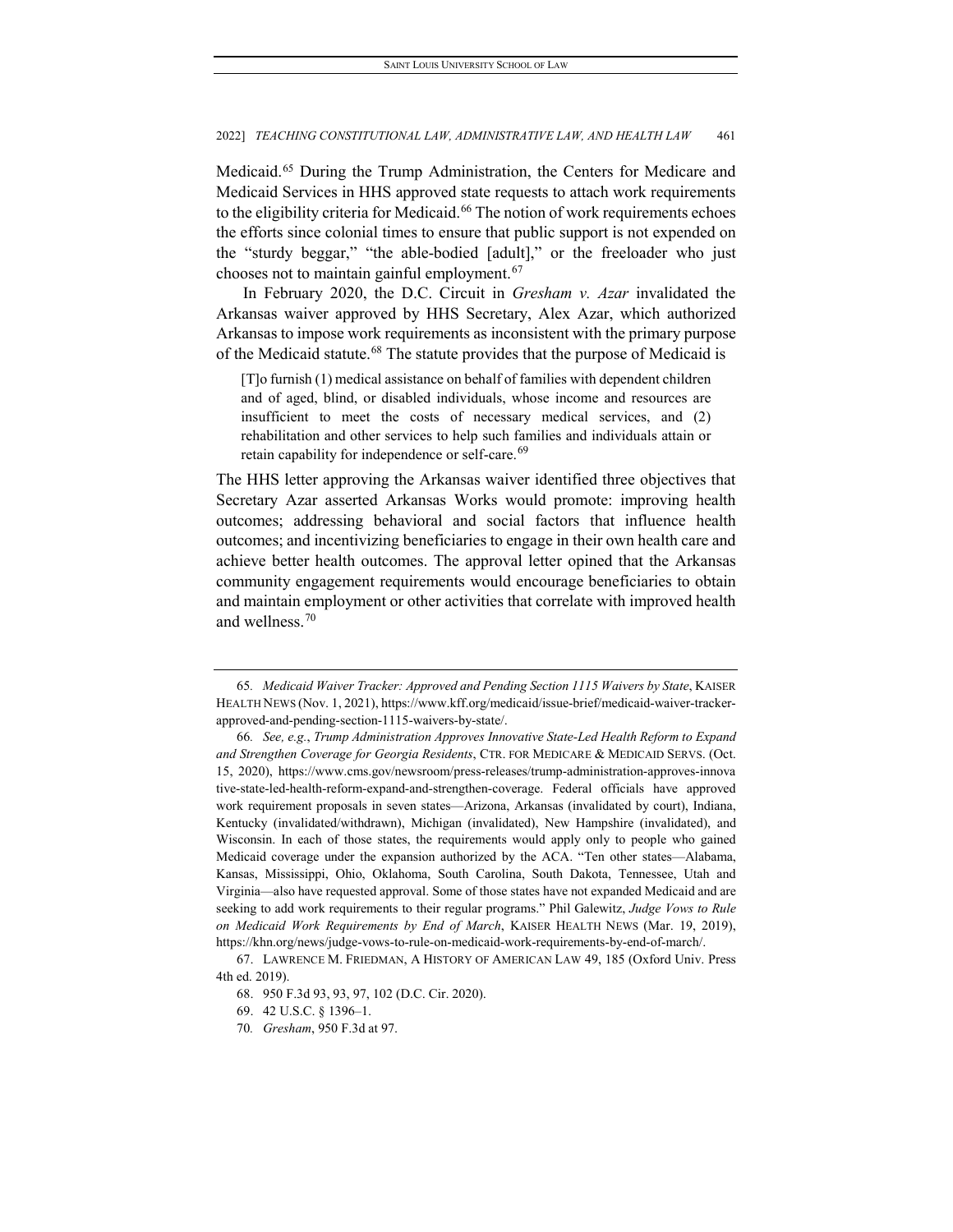Medicaid.[65] During the Trump Administration, the Centers for Medicare and Medicaid Services in HHS approved state requests to attach work requirements to the eligibility criteria for Medicaid.[66] The notion of work requirements echoes the efforts since colonial times to ensure that public support is not expended on the "sturdy beggar," "the able-bodied [adult]," or the freeloader who just chooses not to maintain gainful employment.[67]

In February 2020, the D.C. Circuit in *Gresham v. Azar* invalidated the Arkansas waiver approved by HHS Secretary, Alex Azar, which authorized Arkansas to impose work requirements as inconsistent with the primary purpose of the Medicaid statute.[68] The statute provides that the purpose of Medicaid is

> [T]o furnish (1) medical assistance on behalf of families with dependent children and of aged, blind, or disabled individuals, whose income and resources are insufficient to meet the costs of necessary medical services, and (2) rehabilitation and other services to help such families and individuals attain or retain capability for independence or self-care.[69]

The HHS letter approving the Arkansas waiver identified three objectives that Secretary Azar asserted Arkansas Works would promote: improving health outcomes; addressing behavioral and social factors that influence health outcomes; and incentivizing beneficiaries to engage in their own health care and achieve better health outcomes. The approval letter opined that the Arkansas community engagement requirements would encourage beneficiaries to obtain and maintain employment or other activities that correlate with improved health and wellness.[70]

---

65. *Medicaid Waiver Tracker: Approved and Pending Section 1115 Waivers by State*, KAISER HEALTH NEWS (Nov. 1, 2021), https://www.kff.org/medicaid/issue-brief/medicaid-waiver-tracker-approved-and-pending-section-1115-waivers-by-state/.

66. *See, e.g.*, *Trump Administration Approves Innovative State-Led Health Reform to Expand and Strengthen Coverage for Georgia Residents*, CTR. FOR MEDICARE & MEDICAID SERVS. (Oct. 15, 2020), https://www.cms.gov/newsroom/press-releases/trump-administration-approves-innovative-state-led-health-reform-expand-and-strengthen-coverage. Federal officials have approved work requirement proposals in seven states—Arizona, Arkansas (invalidated by court), Indiana, Kentucky (invalidated/withdrawn), Michigan (invalidated), New Hampshire (invalidated), and Wisconsin. In each of those states, the requirements would apply only to people who gained Medicaid coverage under the expansion authorized by the ACA. "Ten other states—Alabama, Kansas, Mississippi, Ohio, Oklahoma, South Carolina, South Dakota, Tennessee, Utah and Virginia—also have requested approval. Some of those states have not expanded Medicaid and are seeking to add work requirements to their regular programs." Phil Galewitz, *Judge Vows to Rule on Medicaid Work Requirements by End of March*, KAISER HEALTH NEWS (Mar. 19, 2019), https://khn.org/news/judge-vows-to-rule-on-medicaid-work-requirements-by-end-of-march/.

67. LAWRENCE M. FRIEDMAN, A HISTORY OF AMERICAN LAW 49, 185 (Oxford Univ. Press 4th ed. 2019).

68. 950 F.3d 93, 93, 97, 102 (D.C. Cir. 2020).

69. 42 U.S.C. § 1396–1.

70. *Gresham*, 950 F.3d at 97.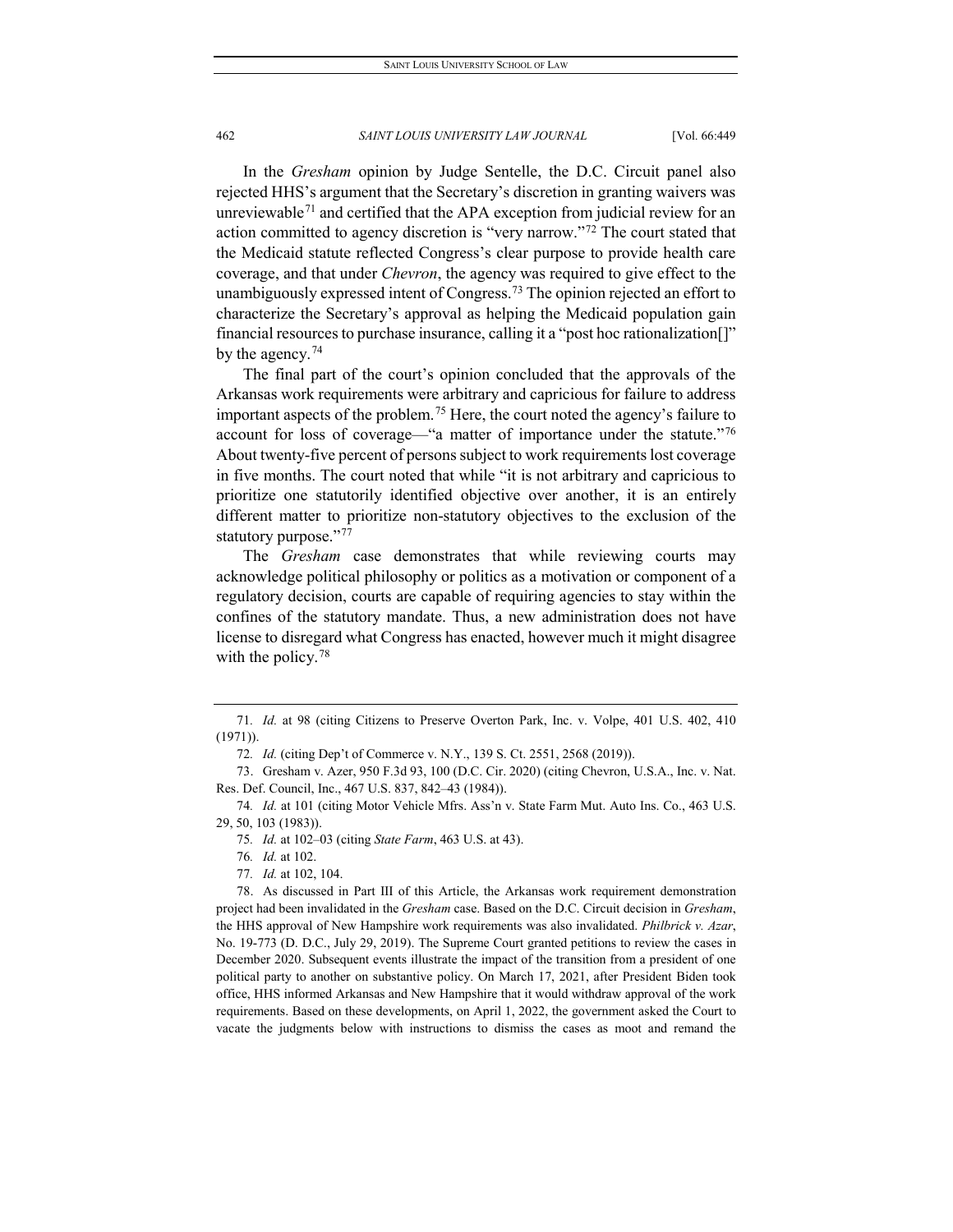In the *Gresham* opinion by Judge Sentelle, the D.C. Circuit panel also rejected HHS's argument that the Secretary's discretion in granting waivers was unreviewable[71] and certified that the APA exception from judicial review for an action committed to agency discretion is "very narrow."[72] The court stated that the Medicaid statute reflected Congress's clear purpose to provide health care coverage, and that under *Chevron*, the agency was required to give effect to the unambiguously expressed intent of Congress.[73] The opinion rejected an effort to characterize the Secretary's approval as helping the Medicaid population gain financial resources to purchase insurance, calling it a "post hoc rationalization[]" by the agency.[74]

The final part of the court's opinion concluded that the approvals of the Arkansas work requirements were arbitrary and capricious for failure to address important aspects of the problem.[75] Here, the court noted the agency's failure to account for loss of coverage—"a matter of importance under the statute."[76] About twenty-five percent of persons subject to work requirements lost coverage in five months. The court noted that while "it is not arbitrary and capricious to prioritize one statutorily identified objective over another, it is an entirely different matter to prioritize non-statutory objectives to the exclusion of the statutory purpose."[77]

The *Gresham* case demonstrates that while reviewing courts may acknowledge political philosophy or politics as a motivation or component of a regulatory decision, courts are capable of requiring agencies to stay within the confines of the statutory mandate. Thus, a new administration does not have license to disregard what Congress has enacted, however much it might disagree with the policy.[78]

---

71. *Id.* at 98 (citing Citizens to Preserve Overton Park, Inc. v. Volpe, 401 U.S. 402, 410 (1971)).

72. *Id.* (citing Dep't of Commerce v. N.Y., 139 S. Ct. 2551, 2568 (2019)).

73. Gresham v. Azer, 950 F.3d 93, 100 (D.C. Cir. 2020) (citing Chevron, U.S.A., Inc. v. Nat. Res. Def. Council, Inc., 467 U.S. 837, 842–43 (1984)).

74. *Id.* at 101 (citing Motor Vehicle Mfrs. Ass'n v. State Farm Mut. Auto Ins. Co., 463 U.S. 29, 50, 103 (1983)).

75. *Id.* at 102–03 (citing *State Farm*, 463 U.S. at 43).

76. *Id.* at 102.

77. *Id.* at 102, 104.

78. As discussed in Part III of this Article, the Arkansas work requirement demonstration project had been invalidated in the *Gresham* case. Based on the D.C. Circuit decision in *Gresham*, the HHS approval of New Hampshire work requirements was also invalidated. *Philbrick v. Azar*, No. 19-773 (D. D.C., July 29, 2019). The Supreme Court granted petitions to review the cases in December 2020. Subsequent events illustrate the impact of the transition from a president of one political party to another on substantive policy. On March 17, 2021, after President Biden took office, HHS informed Arkansas and New Hampshire that it would withdraw approval of the work requirements. Based on these developments, on April 1, 2022, the government asked the Court to vacate the judgments below with instructions to dismiss the cases as moot and remand the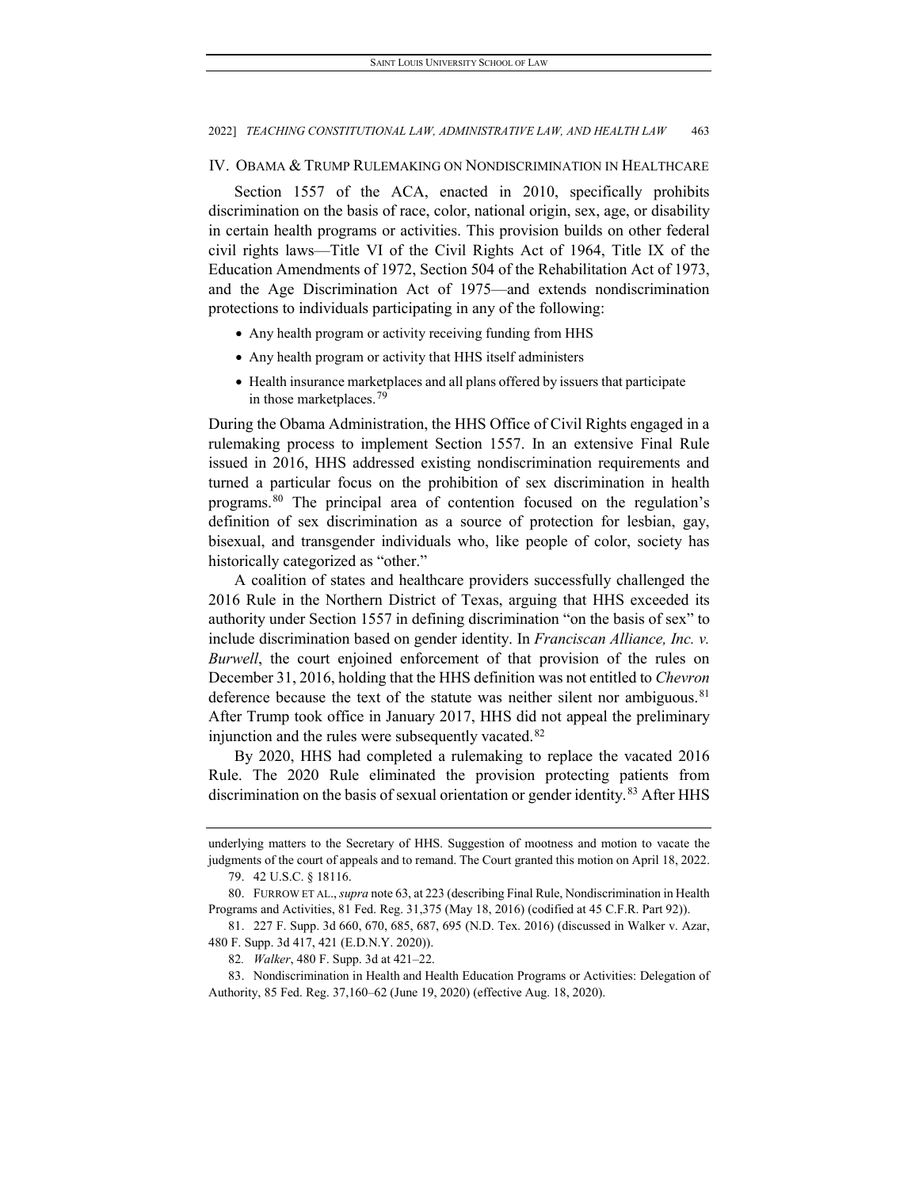## IV. OBAMA & TRUMP RULEMAKING ON NONDISCRIMINATION IN HEALTHCARE

Section 1557 of the ACA, enacted in 2010, specifically prohibits discrimination on the basis of race, color, national origin, sex, age, or disability in certain health programs or activities. This provision builds on other federal civil rights laws—Title VI of the Civil Rights Act of 1964, Title IX of the Education Amendments of 1972, Section 504 of the Rehabilitation Act of 1973, and the Age Discrimination Act of 1975—and extends nondiscrimination protections to individuals participating in any of the following:

- Any health program or activity receiving funding from HHS
- Any health program or activity that HHS itself administers
- Health insurance marketplaces and all plans offered by issuers that participate in those marketplaces.[79]

During the Obama Administration, the HHS Office of Civil Rights engaged in a rulemaking process to implement Section 1557. In an extensive Final Rule issued in 2016, HHS addressed existing nondiscrimination requirements and turned a particular focus on the prohibition of sex discrimination in health programs.[80] The principal area of contention focused on the regulation's definition of sex discrimination as a source of protection for lesbian, gay, bisexual, and transgender individuals who, like people of color, society has historically categorized as "other."

A coalition of states and healthcare providers successfully challenged the 2016 Rule in the Northern District of Texas, arguing that HHS exceeded its authority under Section 1557 in defining discrimination "on the basis of sex" to include discrimination based on gender identity. In *Franciscan Alliance, Inc. v. Burwell*, the court enjoined enforcement of that provision of the rules on December 31, 2016, holding that the HHS definition was not entitled to *Chevron* deference because the text of the statute was neither silent nor ambiguous.[81] After Trump took office in January 2017, HHS did not appeal the preliminary injunction and the rules were subsequently vacated.[82]

By 2020, HHS had completed a rulemaking to replace the vacated 2016 Rule. The 2020 Rule eliminated the provision protecting patients from discrimination on the basis of sexual orientation or gender identity.[83] After HHS

---

underlying matters to the Secretary of HHS. Suggestion of mootness and motion to vacate the judgments of the court of appeals and to remand. The Court granted this motion on April 18, 2022.

79. 42 U.S.C. § 18116.

80. FURROW ET AL., *supra* note 63, at 223 (describing Final Rule, Nondiscrimination in Health Programs and Activities, 81 Fed. Reg. 31,375 (May 18, 2016) (codified at 45 C.F.R. Part 92)).

81. 227 F. Supp. 3d 660, 670, 685, 687, 695 (N.D. Tex. 2016) (discussed in Walker v. Azar, 480 F. Supp. 3d 417, 421 (E.D.N.Y. 2020)).

82. *Walker*, 480 F. Supp. 3d at 421–22.

83. Nondiscrimination in Health and Health Education Programs or Activities: Delegation of Authority, 85 Fed. Reg. 37,160–62 (June 19, 2020) (effective Aug. 18, 2020).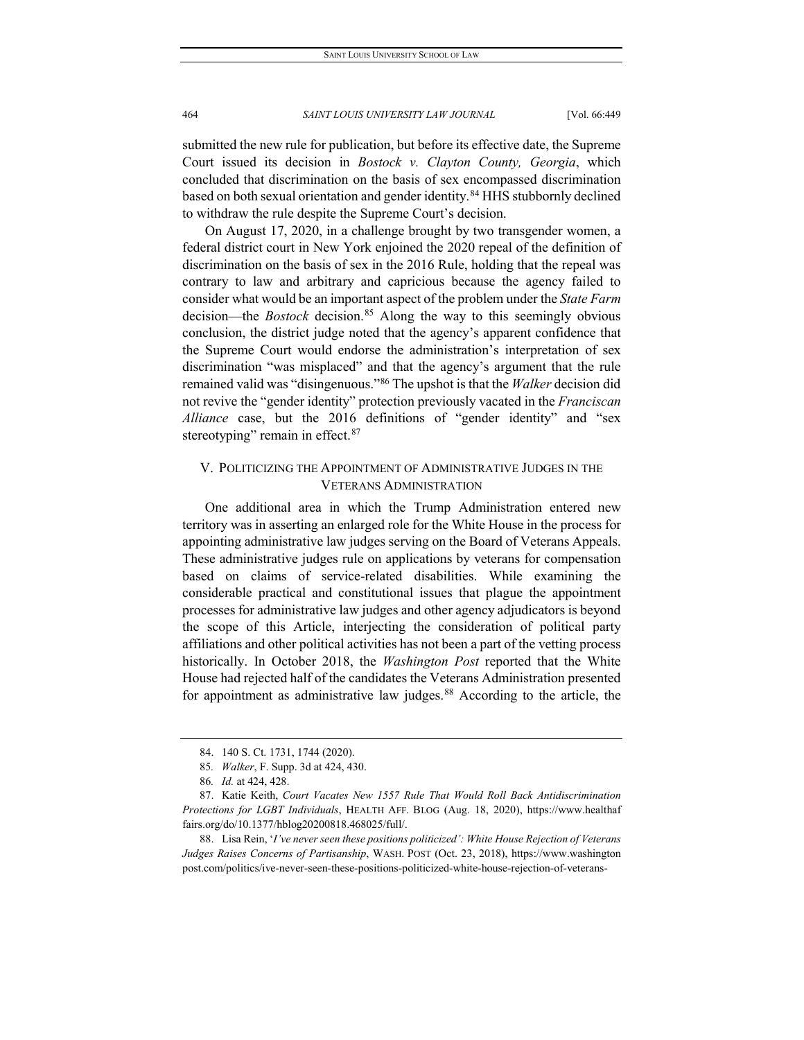submitted the new rule for publication, but before its effective date, the Supreme Court issued its decision in *Bostock v. Clayton County, Georgia*, which concluded that discrimination on the basis of sex encompassed discrimination based on both sexual orientation and gender identity.[84] HHS stubbornly declined to withdraw the rule despite the Supreme Court's decision.

On August 17, 2020, in a challenge brought by two transgender women, a federal district court in New York enjoined the 2020 repeal of the definition of discrimination on the basis of sex in the 2016 Rule, holding that the repeal was contrary to law and arbitrary and capricious because the agency failed to consider what would be an important aspect of the problem under the *State Farm* decision—the *Bostock* decision.[85] Along the way to this seemingly obvious conclusion, the district judge noted that the agency's apparent confidence that the Supreme Court would endorse the administration's interpretation of sex discrimination "was misplaced" and that the agency's argument that the rule remained valid was "disingenuous."[86] The upshot is that the *Walker* decision did not revive the "gender identity" protection previously vacated in the *Franciscan Alliance* case, but the 2016 definitions of "gender identity" and "sex stereotyping" remain in effect.[87]

## V. POLITICIZING THE APPOINTMENT OF ADMINISTRATIVE JUDGES IN THE VETERANS ADMINISTRATION

One additional area in which the Trump Administration entered new territory was in asserting an enlarged role for the White House in the process for appointing administrative law judges serving on the Board of Veterans Appeals. These administrative judges rule on applications by veterans for compensation based on claims of service-related disabilities. While examining the considerable practical and constitutional issues that plague the appointment processes for administrative law judges and other agency adjudicators is beyond the scope of this Article, interjecting the consideration of political party affiliations and other political activities has not been a part of the vetting process historically. In October 2018, the *Washington Post* reported that the White House had rejected half of the candidates the Veterans Administration presented for appointment as administrative law judges.[88] According to the article, the

---

84. 140 S. Ct. 1731, 1744 (2020).

85. *Walker*, F. Supp. 3d at 424, 430.

86. *Id.* at 424, 428.

87. Katie Keith, *Court Vacates New 1557 Rule That Would Roll Back Antidiscrimination Protections for LGBT Individuals*, HEALTH AFF. BLOG (Aug. 18, 2020), https://www.healthaffairs.org/do/10.1377/hblog20200818.468025/full/.

88. Lisa Rein, '*I've never seen these positions politicized': White House Rejection of Veterans Judges Raises Concerns of Partisanship*, WASH. POST (Oct. 23, 2018), https://www.washingtonpost.com/politics/ive-never-seen-these-positions-politicized-white-house-rejection-of-veterans-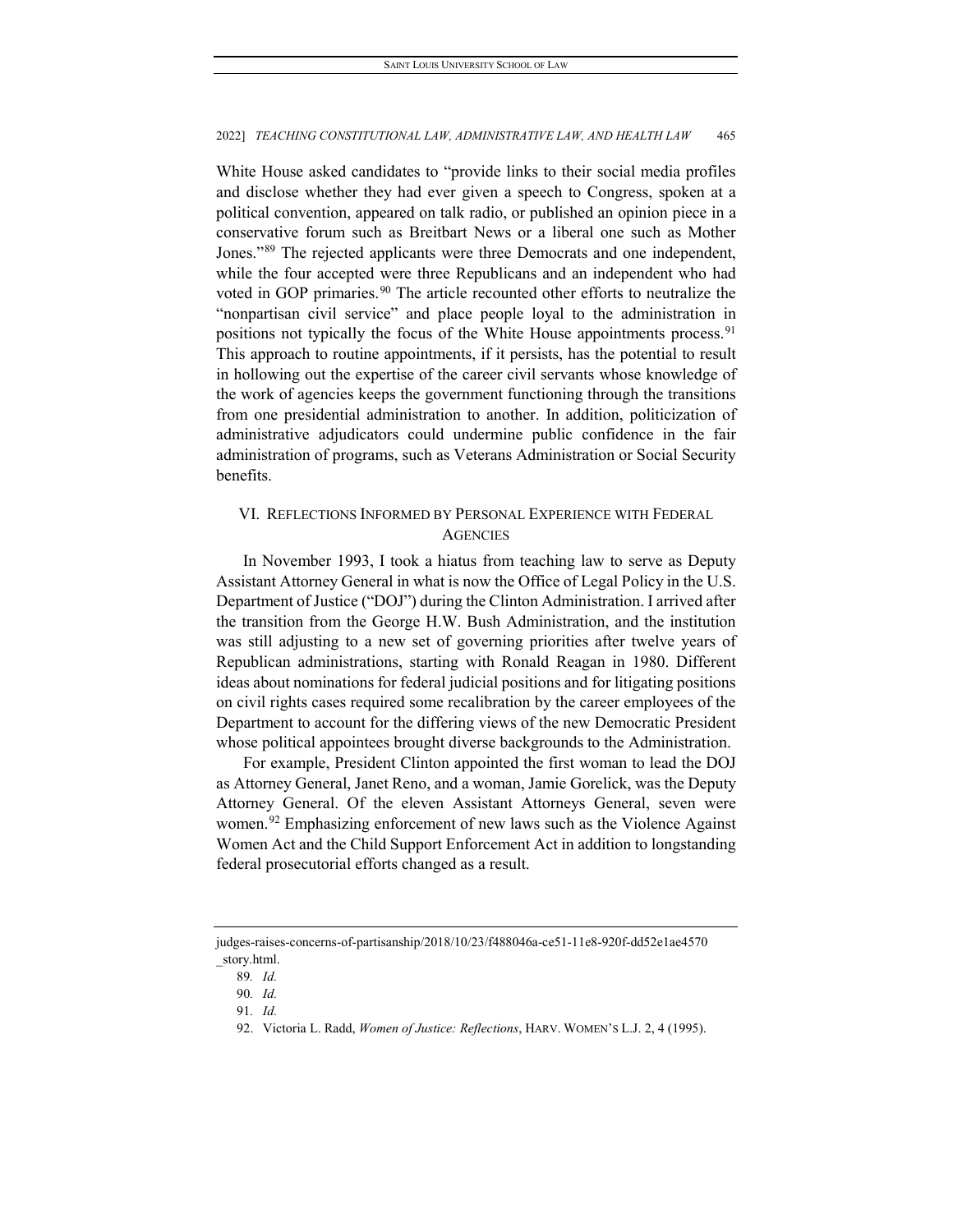White House asked candidates to "provide links to their social media profiles and disclose whether they had ever given a speech to Congress, spoken at a political convention, appeared on talk radio, or published an opinion piece in a conservative forum such as Breitbart News or a liberal one such as Mother Jones."[89] The rejected applicants were three Democrats and one independent, while the four accepted were three Republicans and an independent who had voted in GOP primaries.[90] The article recounted other efforts to neutralize the "nonpartisan civil service" and place people loyal to the administration in positions not typically the focus of the White House appointments process.[91] This approach to routine appointments, if it persists, has the potential to result in hollowing out the expertise of the career civil servants whose knowledge of the work of agencies keeps the government functioning through the transitions from one presidential administration to another. In addition, politicization of administrative adjudicators could undermine public confidence in the fair administration of programs, such as Veterans Administration or Social Security benefits.

## VI. REFLECTIONS INFORMED BY PERSONAL EXPERIENCE WITH FEDERAL AGENCIES

In November 1993, I took a hiatus from teaching law to serve as Deputy Assistant Attorney General in what is now the Office of Legal Policy in the U.S. Department of Justice ("DOJ") during the Clinton Administration. I arrived after the transition from the George H.W. Bush Administration, and the institution was still adjusting to a new set of governing priorities after twelve years of Republican administrations, starting with Ronald Reagan in 1980. Different ideas about nominations for federal judicial positions and for litigating positions on civil rights cases required some recalibration by the career employees of the Department to account for the differing views of the new Democratic President whose political appointees brought diverse backgrounds to the Administration.

For example, President Clinton appointed the first woman to lead the DOJ as Attorney General, Janet Reno, and a woman, Jamie Gorelick, was the Deputy Attorney General. Of the eleven Assistant Attorneys General, seven were women.[92] Emphasizing enforcement of new laws such as the Violence Against Women Act and the Child Support Enforcement Act in addition to longstanding federal prosecutorial efforts changed as a result.

---

judges-raises-concerns-of-partisanship/2018/10/23/f488046a-ce51-11e8-920f-dd52e1ae4570_story.html.

89. *Id.*

90. *Id.*

91. *Id.*

92. Victoria L. Radd, *Women of Justice: Reflections*, HARV. WOMEN'S L.J. 2, 4 (1995).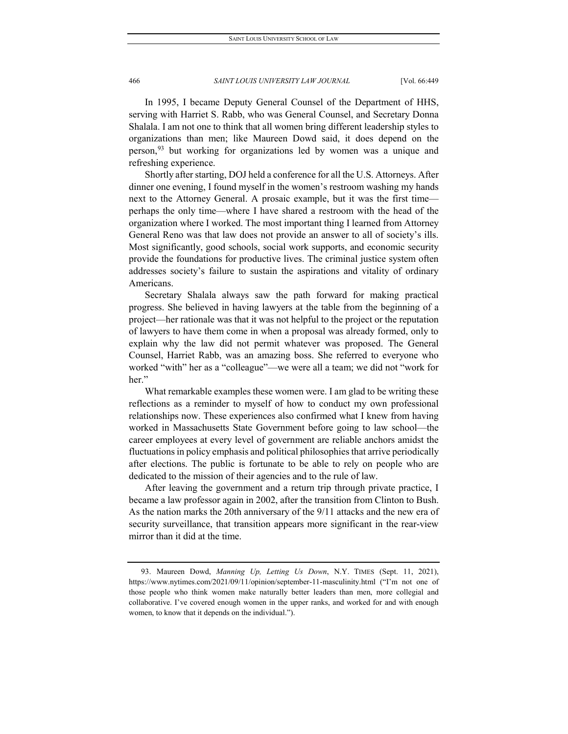In 1995, I became Deputy General Counsel of the Department of HHS, serving with Harriet S. Rabb, who was General Counsel, and Secretary Donna Shalala. I am not one to think that all women bring different leadership styles to organizations than men; like Maureen Dowd said, it does depend on the person,[93] but working for organizations led by women was a unique and refreshing experience.

Shortly after starting, DOJ held a conference for all the U.S. Attorneys. After dinner one evening, I found myself in the women's restroom washing my hands next to the Attorney General. A prosaic example, but it was the first time—perhaps the only time—where I have shared a restroom with the head of the organization where I worked. The most important thing I learned from Attorney General Reno was that law does not provide an answer to all of society's ills. Most significantly, good schools, social work supports, and economic security provide the foundations for productive lives. The criminal justice system often addresses society's failure to sustain the aspirations and vitality of ordinary Americans.

Secretary Shalala always saw the path forward for making practical progress. She believed in having lawyers at the table from the beginning of a project—her rationale was that it was not helpful to the project or the reputation of lawyers to have them come in when a proposal was already formed, only to explain why the law did not permit whatever was proposed. The General Counsel, Harriet Rabb, was an amazing boss. She referred to everyone who worked "with" her as a "colleague"—we were all a team; we did not "work for her."

What remarkable examples these women were. I am glad to be writing these reflections as a reminder to myself of how to conduct my own professional relationships now. These experiences also confirmed what I knew from having worked in Massachusetts State Government before going to law school—the career employees at every level of government are reliable anchors amidst the fluctuations in policy emphasis and political philosophies that arrive periodically after elections. The public is fortunate to be able to rely on people who are dedicated to the mission of their agencies and to the rule of law.

After leaving the government and a return trip through private practice, I became a law professor again in 2002, after the transition from Clinton to Bush. As the nation marks the 20th anniversary of the 9/11 attacks and the new era of security surveillance, that transition appears more significant in the rear-view mirror than it did at the time.

---

93. Maureen Dowd, *Manning Up, Letting Us Down*, N.Y. TIMES (Sept. 11, 2021), https://www.nytimes.com/2021/09/11/opinion/september-11-masculinity.html ("I'm not one of those people who think women make naturally better leaders than men, more collegial and collaborative. I've covered enough women in the upper ranks, and worked for and with enough women, to know that it depends on the individual.").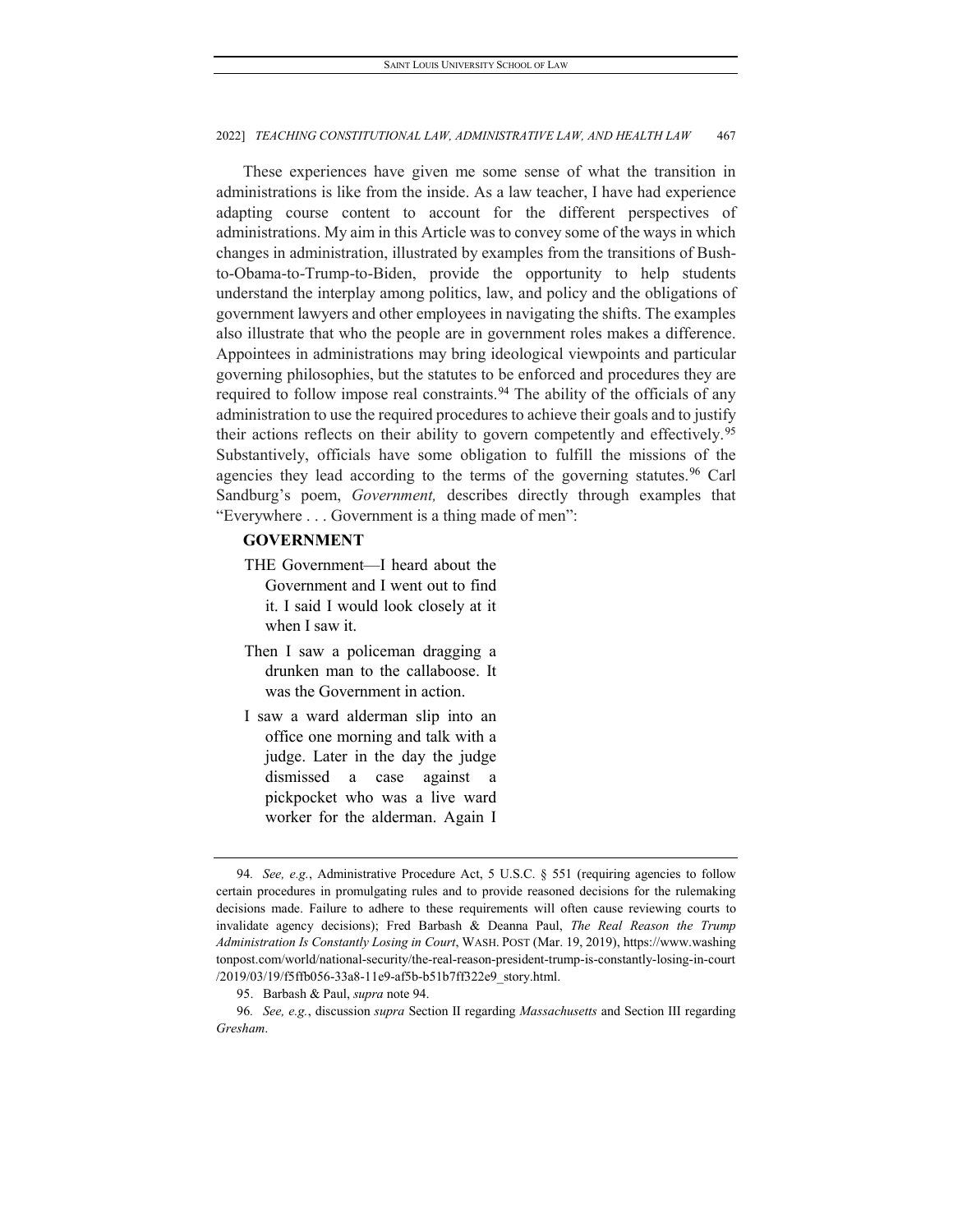These experiences have given me some sense of what the transition in administrations is like from the inside. As a law teacher, I have had experience adapting course content to account for the different perspectives of administrations. My aim in this Article was to convey some of the ways in which changes in administration, illustrated by examples from the transitions of Bush-to-Obama-to-Trump-to-Biden, provide the opportunity to help students understand the interplay among politics, law, and policy and the obligations of government lawyers and other employees in navigating the shifts. The examples also illustrate that who the people are in government roles makes a difference. Appointees in administrations may bring ideological viewpoints and particular governing philosophies, but the statutes to be enforced and procedures they are required to follow impose real constraints.[94] The ability of the officials of any administration to use the required procedures to achieve their goals and to justify their actions reflects on their ability to govern competently and effectively.[95] Substantively, officials have some obligation to fulfill the missions of the agencies they lead according to the terms of the governing statutes.[96] Carl Sandburg's poem, *Government,* describes directly through examples that "Everywhere . . . Government is a thing made of men":

**GOVERNMENT**

THE Government—I heard about the Government and I went out to find it. I said I would look closely at it when I saw it.

Then I saw a policeman dragging a drunken man to the callaboose. It was the Government in action.

I saw a ward alderman slip into an office one morning and talk with a judge. Later in the day the judge dismissed a case against a pickpocket who was a live ward worker for the alderman. Again I

---

94. *See, e.g.*, Administrative Procedure Act, 5 U.S.C. § 551 (requiring agencies to follow certain procedures in promulgating rules and to provide reasoned decisions for the rulemaking decisions made. Failure to adhere to these requirements will often cause reviewing courts to invalidate agency decisions); Fred Barbash & Deanna Paul, *The Real Reason the Trump Administration Is Constantly Losing in Court*, WASH. POST (Mar. 19, 2019), https://www.washingtonpost.com/world/national-security/the-real-reason-president-trump-is-constantly-losing-in-court/2019/03/19/f5ffb056-33a8-11e9-af5b-b51b7ff322e9_story.html.

95. Barbash & Paul, *supra* note 94.

96. *See, e.g.*, discussion *supra* Section II regarding *Massachusetts* and Section III regarding *Gresham*.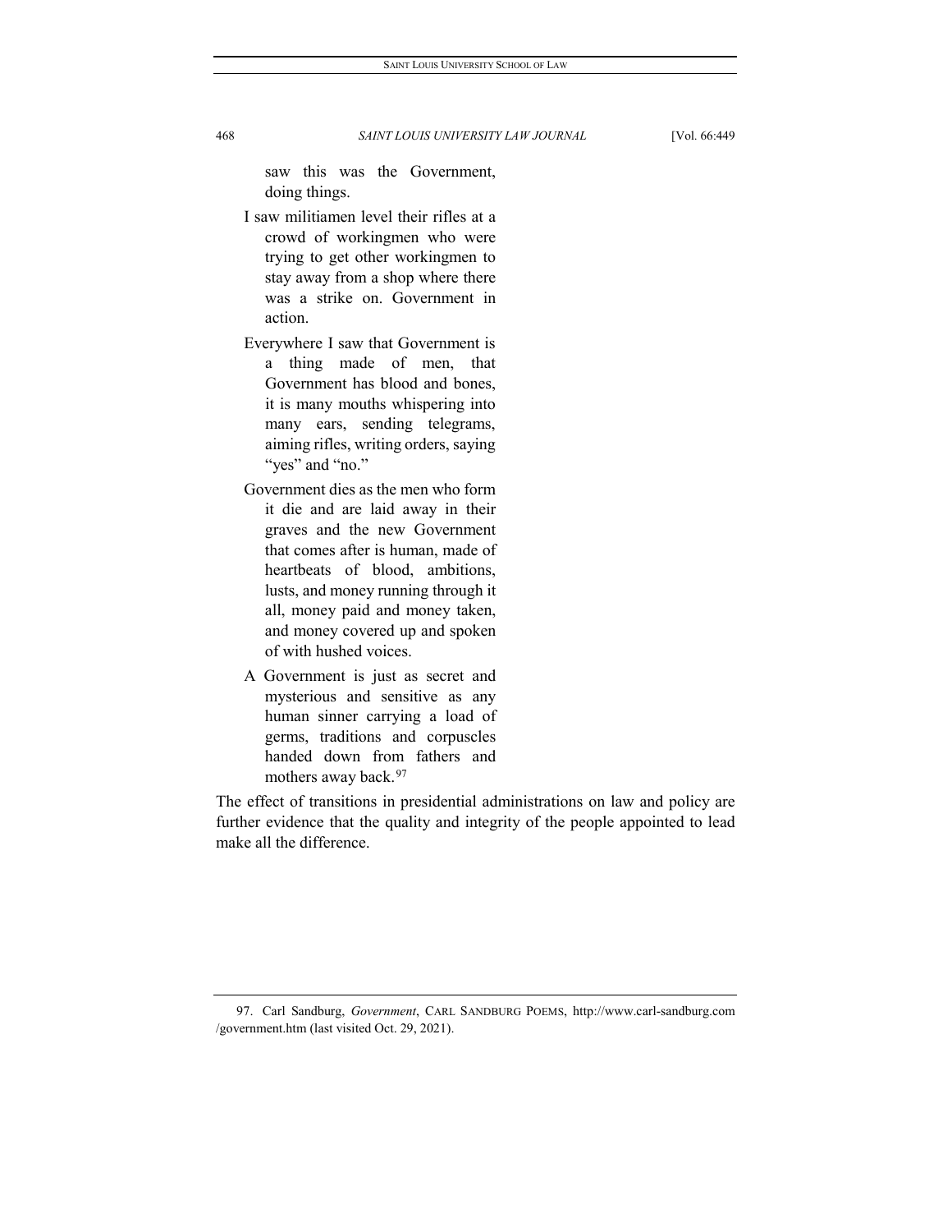> saw this was the Government, doing things.
>
> I saw militiamen level their rifles at a crowd of workingmen who were trying to get other workingmen to stay away from a shop where there was a strike on. Government in action.
>
> Everywhere I saw that Government is a thing made of men, that Government has blood and bones, it is many mouths whispering into many ears, sending telegrams, aiming rifles, writing orders, saying "yes" and "no."
>
> Government dies as the men who form it die and are laid away in their graves and the new Government that comes after is human, made of heartbeats of blood, ambitions, lusts, and money running through it all, money paid and money taken, and money covered up and spoken of with hushed voices.
>
> A Government is just as secret and mysterious and sensitive as any human sinner carrying a load of germs, traditions and corpuscles handed down from fathers and mothers away back.[97]

The effect of transitions in presidential administrations on law and policy are further evidence that the quality and integrity of the people appointed to lead make all the difference.

---

97. Carl Sandburg, *Government*, CARL SANDBURG POEMS, http://www.carl-sandburg.com/government.htm (last visited Oct. 29, 2021).